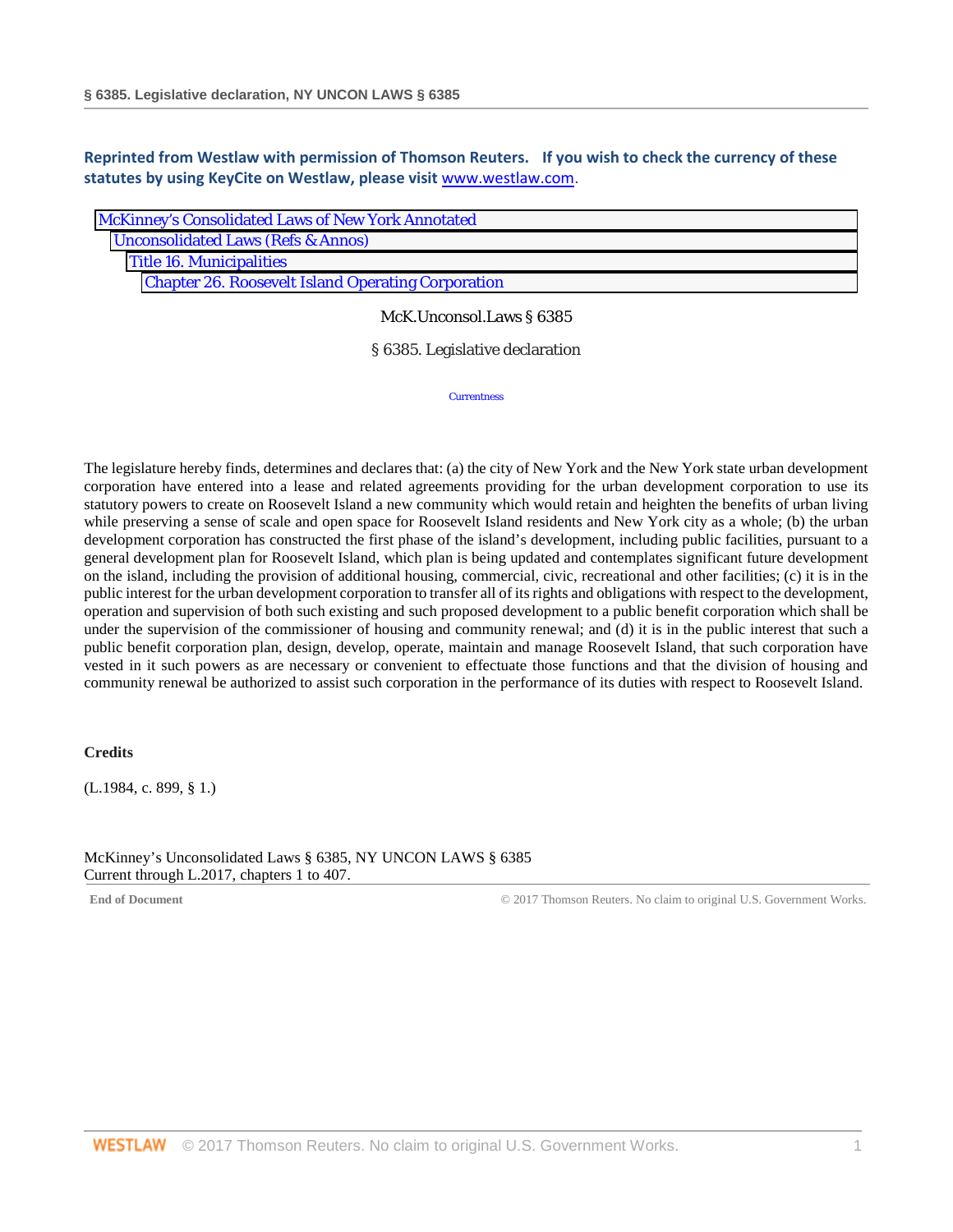**Reprinted from Westlaw with permission of Thomson Reuters. If you wish to check the currency of these statutes by using KeyCite on Westlaw, please visit www.westlaw.com.**

McKinney's Consolidated Laws of New York Annotated
Unconsolidated Laws (Refs & Annos)
Title 16. Municipalities
Chapter 26. Roosevelt Island Operating Corporation

McK.Unconsol.Laws § 6385

# § 6385. Legislative declaration

Currentness

The legislature hereby finds, determines and declares that: (a) the city of New York and the New York state urban development corporation have entered into a lease and related agreements providing for the urban development corporation to use its statutory powers to create on Roosevelt Island a new community which would retain and heighten the benefits of urban living while preserving a sense of scale and open space for Roosevelt Island residents and New York city as a whole; (b) the urban development corporation has constructed the first phase of the island's development, including public facilities, pursuant to a general development plan for Roosevelt Island, which plan is being updated and contemplates significant future development on the island, including the provision of additional housing, commercial, civic, recreational and other facilities; (c) it is in the public interest for the urban development corporation to transfer all of its rights and obligations with respect to the development, operation and supervision of both such existing and such proposed development to a public benefit corporation which shall be under the supervision of the commissioner of housing and community renewal; and (d) it is in the public interest that such a public benefit corporation plan, design, develop, operate, maintain and manage Roosevelt Island, that such corporation have vested in it such powers as are necessary or convenient to effectuate those functions and that the division of housing and community renewal be authorized to assist such corporation in the performance of its duties with respect to Roosevelt Island.

**Credits**

(L.1984, c. 899, § 1.)

McKinney's Unconsolidated Laws § 6385, NY UNCON LAWS § 6385
Current through L.2017, chapters 1 to 407.

End of Document © 2017 Thomson Reuters. No claim to original U.S. Government Works.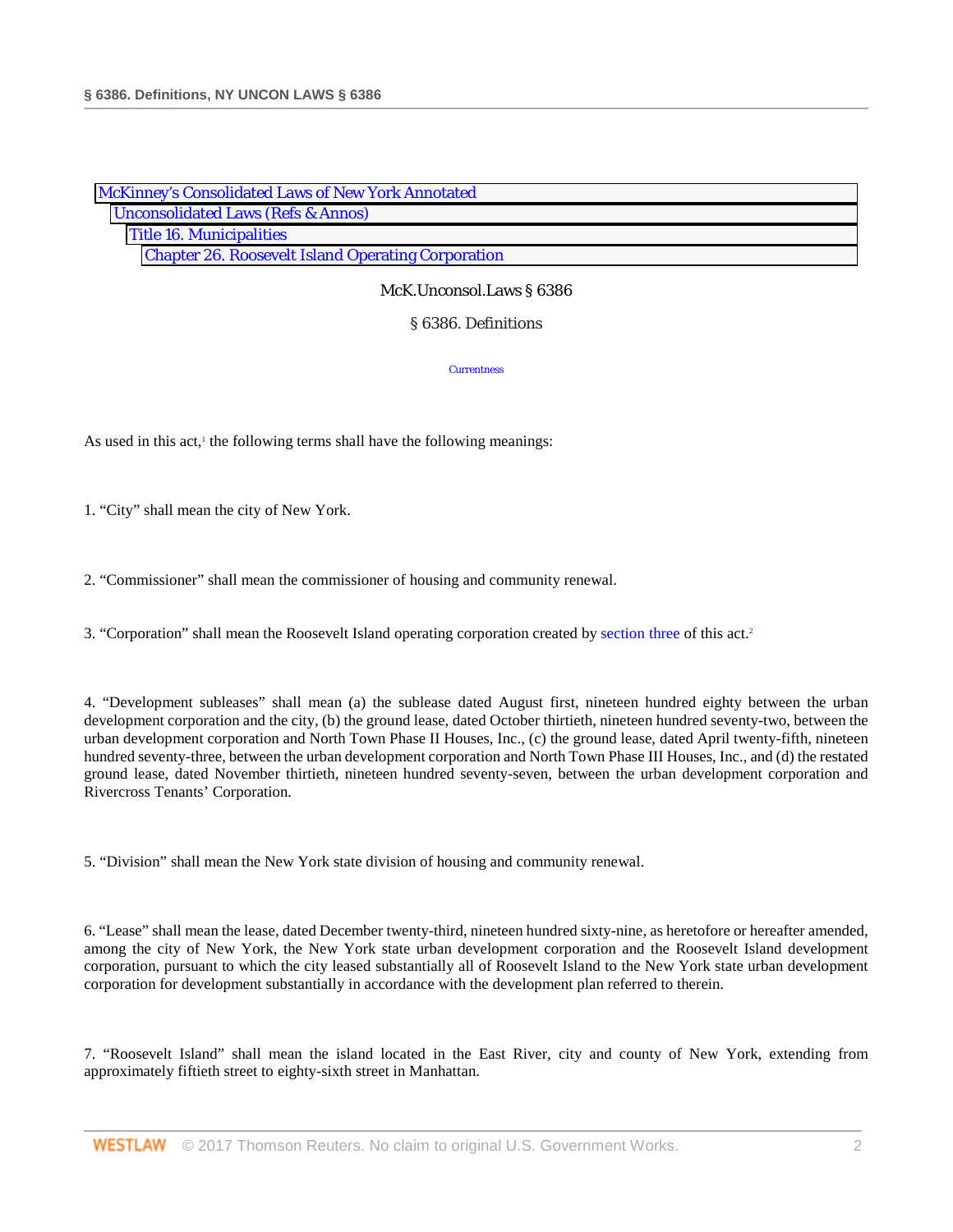McKinney's Consolidated Laws of New York Annotated
Unconsolidated Laws (Refs & Annos)
Title 16. Municipalities
Chapter 26. Roosevelt Island Operating Corporation

McK.Unconsol.Laws § 6386

# § 6386. Definitions

Currentness

As used in this act,[1] the following terms shall have the following meanings:

1. "City" shall mean the city of New York.

2. "Commissioner" shall mean the commissioner of housing and community renewal.

3. "Corporation" shall mean the Roosevelt Island operating corporation created by section three of this act.[2]

4. "Development subleases" shall mean (a) the sublease dated August first, nineteen hundred eighty between the urban development corporation and the city, (b) the ground lease, dated October thirtieth, nineteen hundred seventy-two, between the urban development corporation and North Town Phase II Houses, Inc., (c) the ground lease, dated April twenty-fifth, nineteen hundred seventy-three, between the urban development corporation and North Town Phase III Houses, Inc., and (d) the restated ground lease, dated November thirtieth, nineteen hundred seventy-seven, between the urban development corporation and Rivercross Tenants' Corporation.

5. "Division" shall mean the New York state division of housing and community renewal.

6. "Lease" shall mean the lease, dated December twenty-third, nineteen hundred sixty-nine, as heretofore or hereafter amended, among the city of New York, the New York state urban development corporation and the Roosevelt Island development corporation, pursuant to which the city leased substantially all of Roosevelt Island to the New York state urban development corporation for development substantially in accordance with the development plan referred to therein.

7. "Roosevelt Island" shall mean the island located in the East River, city and county of New York, extending from approximately fiftieth street to eighty-sixth street in Manhattan.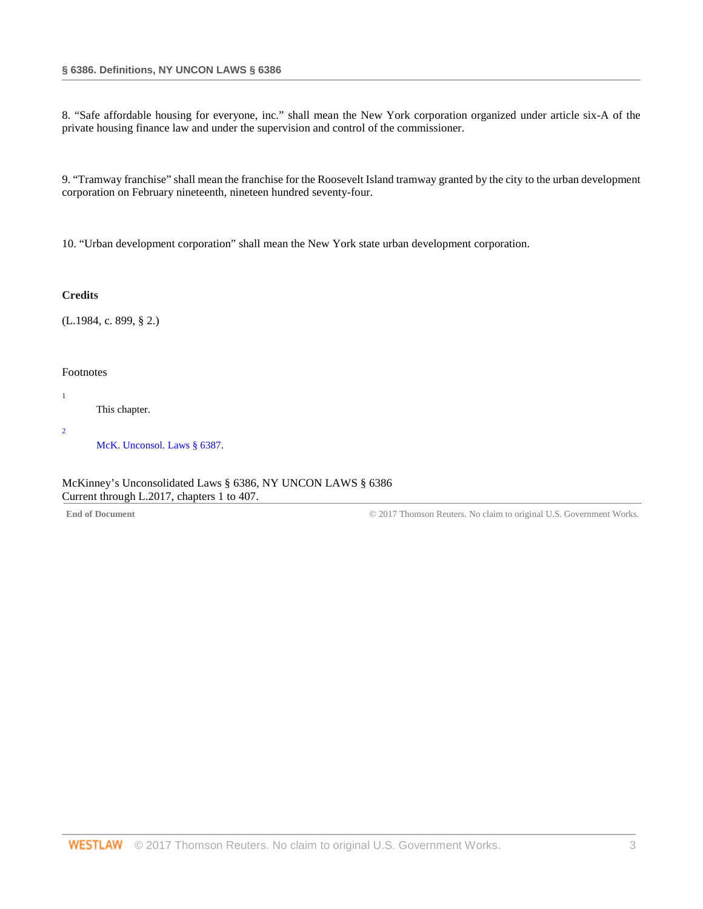8. “Safe affordable housing for everyone, inc.” shall mean the New York corporation organized under article six-A of the private housing finance law and under the supervision and control of the commissioner.

9. “Tramway franchise” shall mean the franchise for the Roosevelt Island tramway granted by the city to the urban development corporation on February nineteenth, nineteen hundred seventy-four.

10. “Urban development corporation” shall mean the New York state urban development corporation.

**Credits**

(L.1984, c. 899, § 2.)

Footnotes

1 This chapter.

2 McK. Unconsol. Laws § 6387.

McKinney’s Unconsolidated Laws § 6386, NY UNCON LAWS § 6386
Current through L.2017, chapters 1 to 407.

**End of Document** © 2017 Thomson Reuters. No claim to original U.S. Government Works.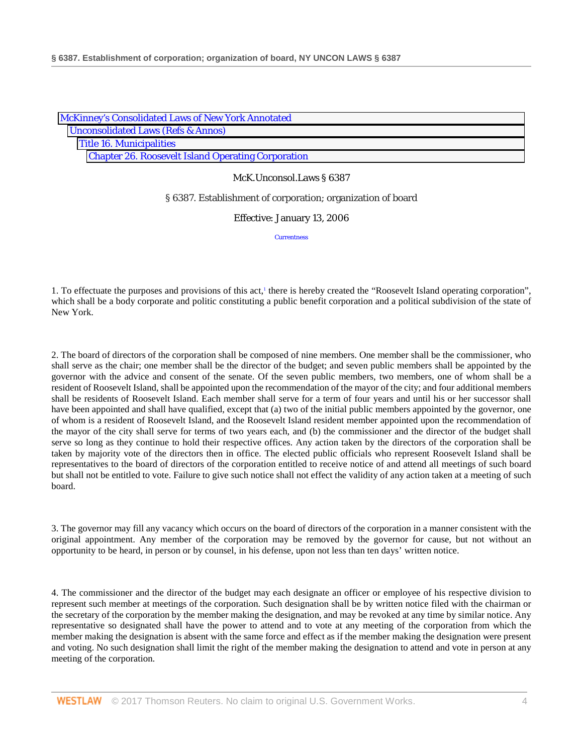McKinney's Consolidated Laws of New York Annotated
Unconsolidated Laws (Refs & Annos)
Title 16. Municipalities
Chapter 26. Roosevelt Island Operating Corporation

McK.Unconsol.Laws § 6387

§ 6387. Establishment of corporation; organization of board

Effective: January 13, 2006

Currentness

1. To effectuate the purposes and provisions of this act,[1] there is hereby created the "Roosevelt Island operating corporation", which shall be a body corporate and politic constituting a public benefit corporation and a political subdivision of the state of New York.

2. The board of directors of the corporation shall be composed of nine members. One member shall be the commissioner, who shall serve as the chair; one member shall be the director of the budget; and seven public members shall be appointed by the governor with the advice and consent of the senate. Of the seven public members, two members, one of whom shall be a resident of Roosevelt Island, shall be appointed upon the recommendation of the mayor of the city; and four additional members shall be residents of Roosevelt Island. Each member shall serve for a term of four years and until his or her successor shall have been appointed and shall have qualified, except that (a) two of the initial public members appointed by the governor, one of whom is a resident of Roosevelt Island, and the Roosevelt Island resident member appointed upon the recommendation of the mayor of the city shall serve for terms of two years each, and (b) the commissioner and the director of the budget shall serve so long as they continue to hold their respective offices. Any action taken by the directors of the corporation shall be taken by majority vote of the directors then in office. The elected public officials who represent Roosevelt Island shall be representatives to the board of directors of the corporation entitled to receive notice of and attend all meetings of such board but shall not be entitled to vote. Failure to give such notice shall not effect the validity of any action taken at a meeting of such board.

3. The governor may fill any vacancy which occurs on the board of directors of the corporation in a manner consistent with the original appointment. Any member of the corporation may be removed by the governor for cause, but not without an opportunity to be heard, in person or by counsel, in his defense, upon not less than ten days' written notice.

4. The commissioner and the director of the budget may each designate an officer or employee of his respective division to represent such member at meetings of the corporation. Such designation shall be by written notice filed with the chairman or the secretary of the corporation by the member making the designation, and may be revoked at any time by similar notice. Any representative so designated shall have the power to attend and to vote at any meeting of the corporation from which the member making the designation is absent with the same force and effect as if the member making the designation were present and voting. No such designation shall limit the right of the member making the designation to attend and vote in person at any meeting of the corporation.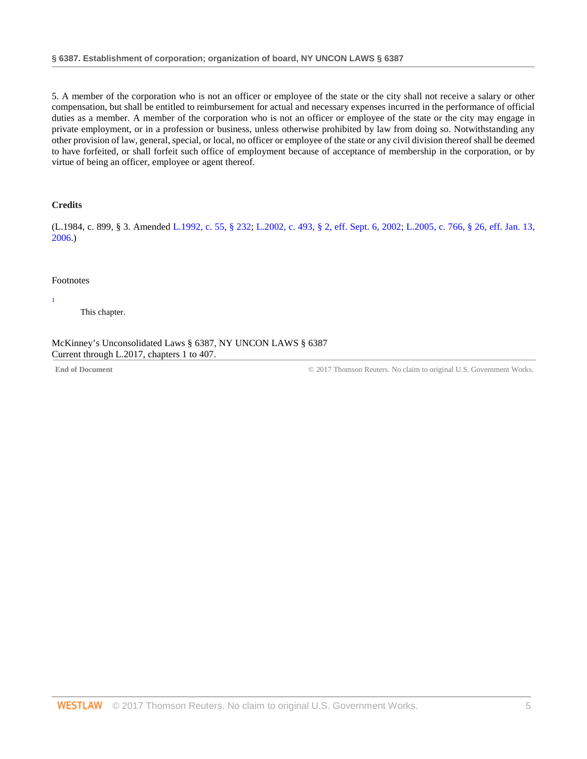5. A member of the corporation who is not an officer or employee of the state or the city shall not receive a salary or other compensation, but shall be entitled to reimbursement for actual and necessary expenses incurred in the performance of official duties as a member. A member of the corporation who is not an officer or employee of the state or the city may engage in private employment, or in a profession or business, unless otherwise prohibited by law from doing so. Notwithstanding any other provision of law, general, special, or local, no officer or employee of the state or any civil division thereof shall be deemed to have forfeited, or shall forfeit such office of employment because of acceptance of membership in the corporation, or by virtue of being an officer, employee or agent thereof.

**Credits**

(L.1984, c. 899, § 3. Amended L.1992, c. 55, § 232; L.2002, c. 493, § 2, eff. Sept. 6, 2002; L.2005, c. 766, § 26, eff. Jan. 13, 2006.)

Footnotes

[1] This chapter.

McKinney's Unconsolidated Laws § 6387, NY UNCON LAWS § 6387
Current through L.2017, chapters 1 to 407.

**End of Document** © 2017 Thomson Reuters. No claim to original U.S. Government Works.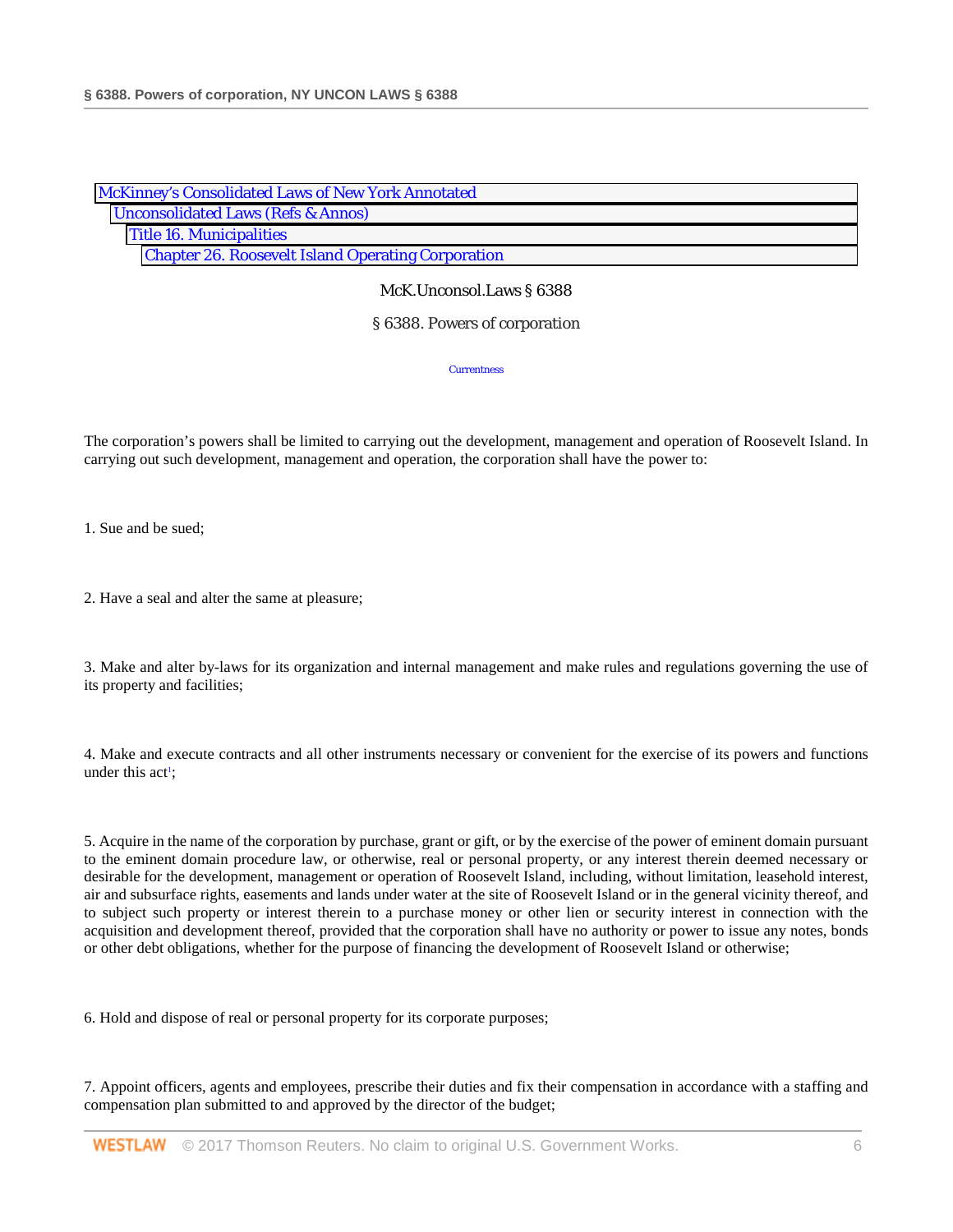McKinney's Consolidated Laws of New York Annotated
Unconsolidated Laws (Refs & Annos)
Title 16. Municipalities
Chapter 26. Roosevelt Island Operating Corporation

McK.Unconsol.Laws § 6388

## § 6388. Powers of corporation

Currentness

The corporation's powers shall be limited to carrying out the development, management and operation of Roosevelt Island. In carrying out such development, management and operation, the corporation shall have the power to:

1. Sue and be sued;

2. Have a seal and alter the same at pleasure;

3. Make and alter by-laws for its organization and internal management and make rules and regulations governing the use of its property and facilities;

4. Make and execute contracts and all other instruments necessary or convenient for the exercise of its powers and functions under this act[1];

5. Acquire in the name of the corporation by purchase, grant or gift, or by the exercise of the power of eminent domain pursuant to the eminent domain procedure law, or otherwise, real or personal property, or any interest therein deemed necessary or desirable for the development, management or operation of Roosevelt Island, including, without limitation, leasehold interest, air and subsurface rights, easements and lands under water at the site of Roosevelt Island or in the general vicinity thereof, and to subject such property or interest therein to a purchase money or other lien or security interest in connection with the acquisition and development thereof, provided that the corporation shall have no authority or power to issue any notes, bonds or other debt obligations, whether for the purpose of financing the development of Roosevelt Island or otherwise;

6. Hold and dispose of real or personal property for its corporate purposes;

7. Appoint officers, agents and employees, prescribe their duties and fix their compensation in accordance with a staffing and compensation plan submitted to and approved by the director of the budget;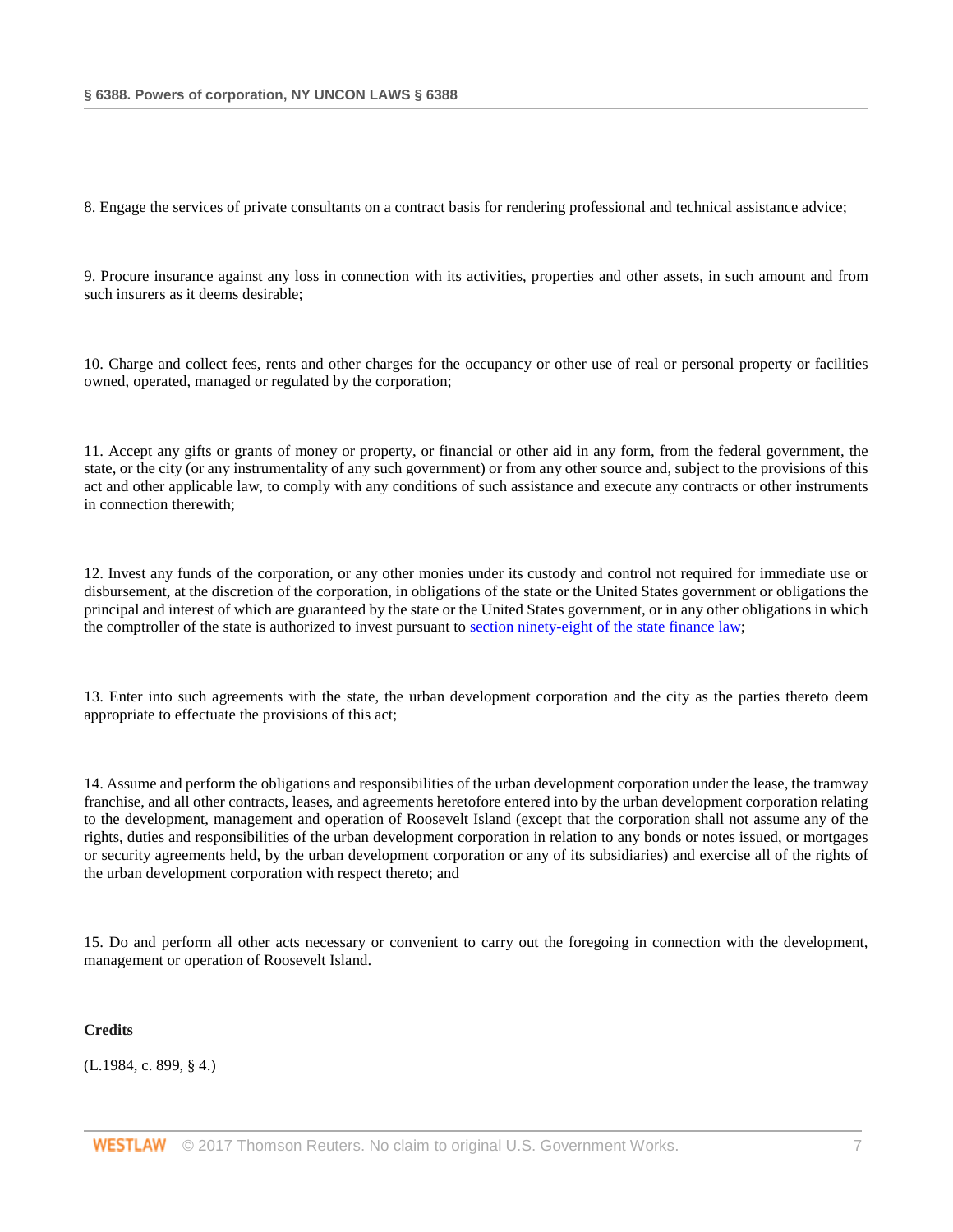8. Engage the services of private consultants on a contract basis for rendering professional and technical assistance advice;

9. Procure insurance against any loss in connection with its activities, properties and other assets, in such amount and from such insurers as it deems desirable;

10. Charge and collect fees, rents and other charges for the occupancy or other use of real or personal property or facilities owned, operated, managed or regulated by the corporation;

11. Accept any gifts or grants of money or property, or financial or other aid in any form, from the federal government, the state, or the city (or any instrumentality of any such government) or from any other source and, subject to the provisions of this act and other applicable law, to comply with any conditions of such assistance and execute any contracts or other instruments in connection therewith;

12. Invest any funds of the corporation, or any other monies under its custody and control not required for immediate use or disbursement, at the discretion of the corporation, in obligations of the state or the United States government or obligations the principal and interest of which are guaranteed by the state or the United States government, or in any other obligations in which the comptroller of the state is authorized to invest pursuant to section ninety-eight of the state finance law;

13. Enter into such agreements with the state, the urban development corporation and the city as the parties thereto deem appropriate to effectuate the provisions of this act;

14. Assume and perform the obligations and responsibilities of the urban development corporation under the lease, the tramway franchise, and all other contracts, leases, and agreements heretofore entered into by the urban development corporation relating to the development, management and operation of Roosevelt Island (except that the corporation shall not assume any of the rights, duties and responsibilities of the urban development corporation in relation to any bonds or notes issued, or mortgages or security agreements held, by the urban development corporation or any of its subsidiaries) and exercise all of the rights of the urban development corporation with respect thereto; and

15. Do and perform all other acts necessary or convenient to carry out the foregoing in connection with the development, management or operation of Roosevelt Island.

**Credits**

(L.1984, c. 899, § 4.)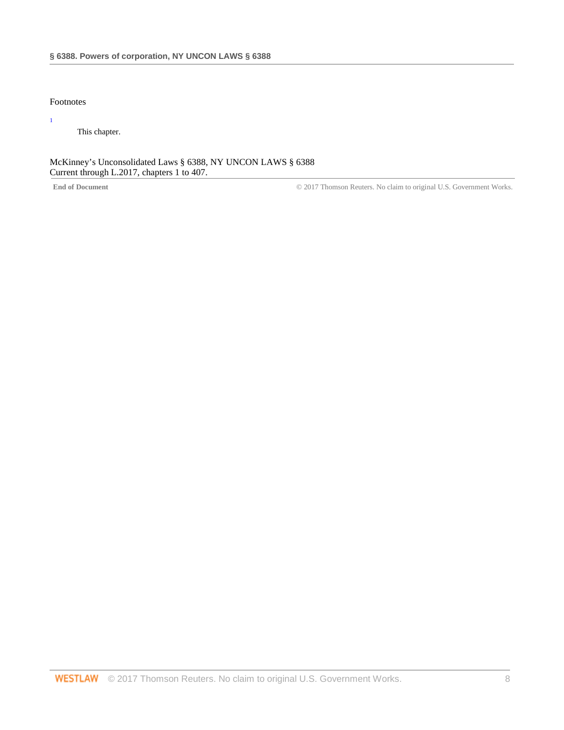Footnotes

1 This chapter.

McKinney's Unconsolidated Laws § 6388, NY UNCON LAWS § 6388
Current through L.2017, chapters 1 to 407.

**End of Document** © 2017 Thomson Reuters. No claim to original U.S. Government Works.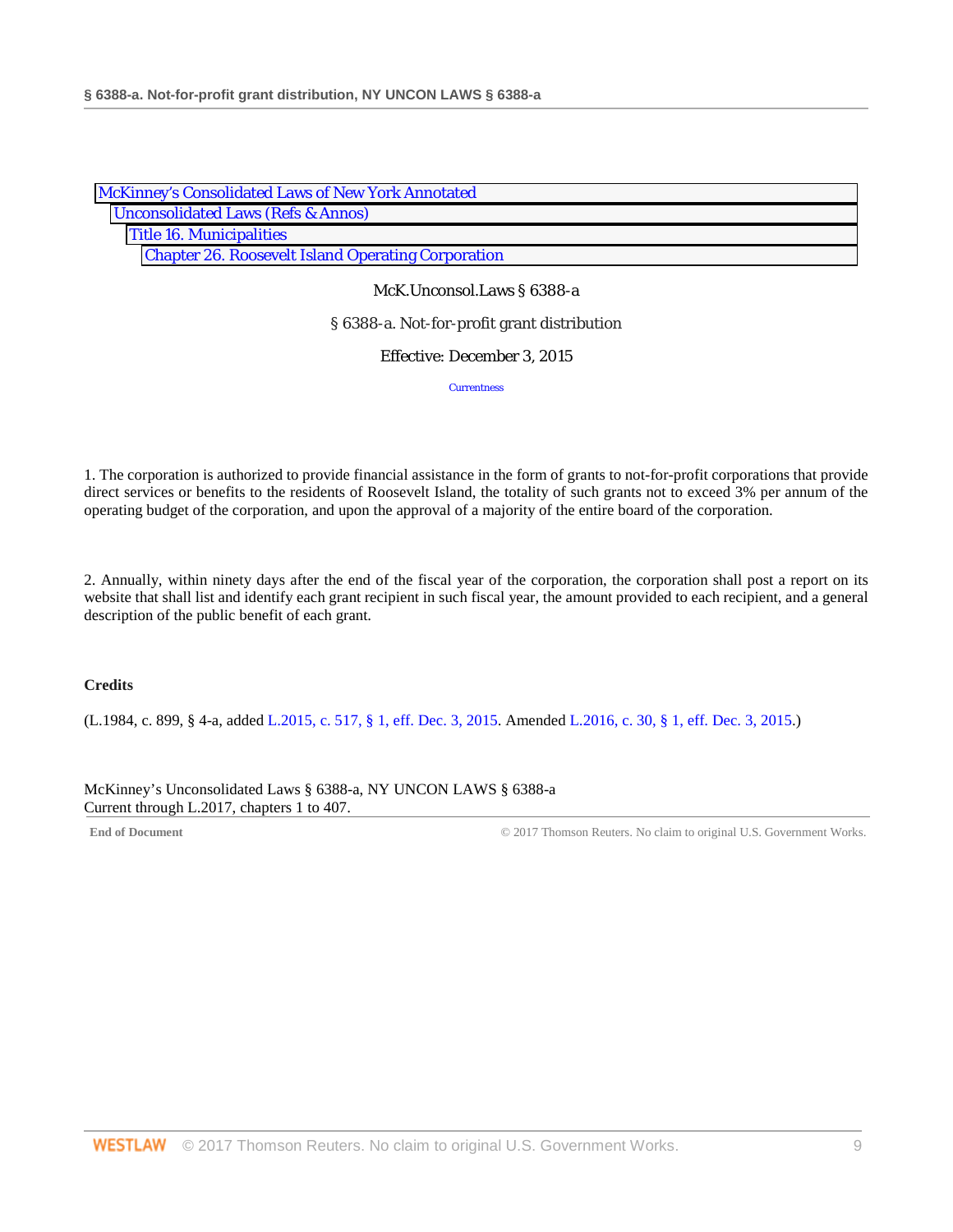McKinney's Consolidated Laws of New York Annotated
Unconsolidated Laws (Refs & Annos)
Title 16. Municipalities
Chapter 26. Roosevelt Island Operating Corporation

McK.Unconsol.Laws § 6388-a

# § 6388-a. Not-for-profit grant distribution

Effective: December 3, 2015

Currentness

1. The corporation is authorized to provide financial assistance in the form of grants to not-for-profit corporations that provide direct services or benefits to the residents of Roosevelt Island, the totality of such grants not to exceed 3% per annum of the operating budget of the corporation, and upon the approval of a majority of the entire board of the corporation.

2. Annually, within ninety days after the end of the fiscal year of the corporation, the corporation shall post a report on its website that shall list and identify each grant recipient in such fiscal year, the amount provided to each recipient, and a general description of the public benefit of each grant.

**Credits**

(L.1984, c. 899, § 4-a, added L.2015, c. 517, § 1, eff. Dec. 3, 2015. Amended L.2016, c. 30, § 1, eff. Dec. 3, 2015.)

McKinney's Unconsolidated Laws § 6388-a, NY UNCON LAWS § 6388-a
Current through L.2017, chapters 1 to 407.

**End of Document**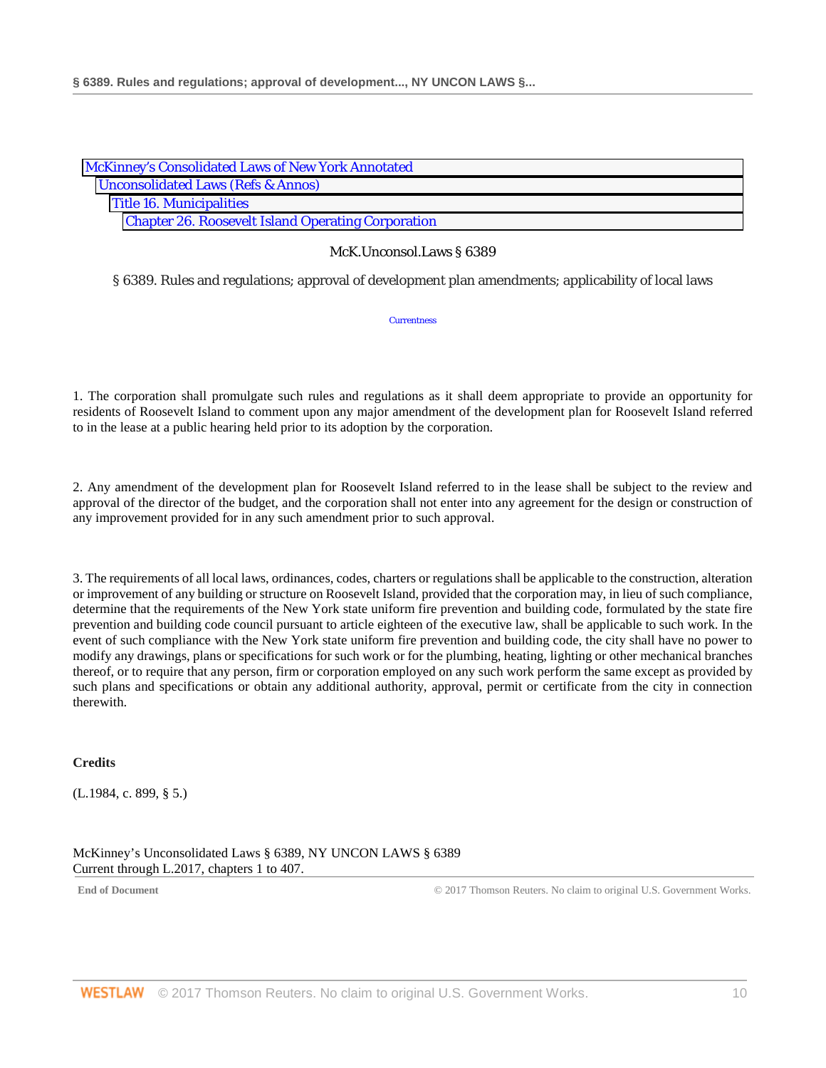McKinney's Consolidated Laws of New York Annotated
Unconsolidated Laws (Refs & Annos)
Title 16. Municipalities
Chapter 26. Roosevelt Island Operating Corporation

McK.Unconsol.Laws § 6389

## § 6389. Rules and regulations; approval of development plan amendments; applicability of local laws

Currentness

1. The corporation shall promulgate such rules and regulations as it shall deem appropriate to provide an opportunity for residents of Roosevelt Island to comment upon any major amendment of the development plan for Roosevelt Island referred to in the lease at a public hearing held prior to its adoption by the corporation.

2. Any amendment of the development plan for Roosevelt Island referred to in the lease shall be subject to the review and approval of the director of the budget, and the corporation shall not enter into any agreement for the design or construction of any improvement provided for in any such amendment prior to such approval.

3. The requirements of all local laws, ordinances, codes, charters or regulations shall be applicable to the construction, alteration or improvement of any building or structure on Roosevelt Island, provided that the corporation may, in lieu of such compliance, determine that the requirements of the New York state uniform fire prevention and building code, formulated by the state fire prevention and building code council pursuant to article eighteen of the executive law, shall be applicable to such work. In the event of such compliance with the New York state uniform fire prevention and building code, the city shall have no power to modify any drawings, plans or specifications for such work or for the plumbing, heating, lighting or other mechanical branches thereof, or to require that any person, firm or corporation employed on any such work perform the same except as provided by such plans and specifications or obtain any additional authority, approval, permit or certificate from the city in connection therewith.

**Credits**

(L.1984, c. 899, § 5.)

McKinney's Unconsolidated Laws § 6389, NY UNCON LAWS § 6389
Current through L.2017, chapters 1 to 407.

End of Document © 2017 Thomson Reuters. No claim to original U.S. Government Works.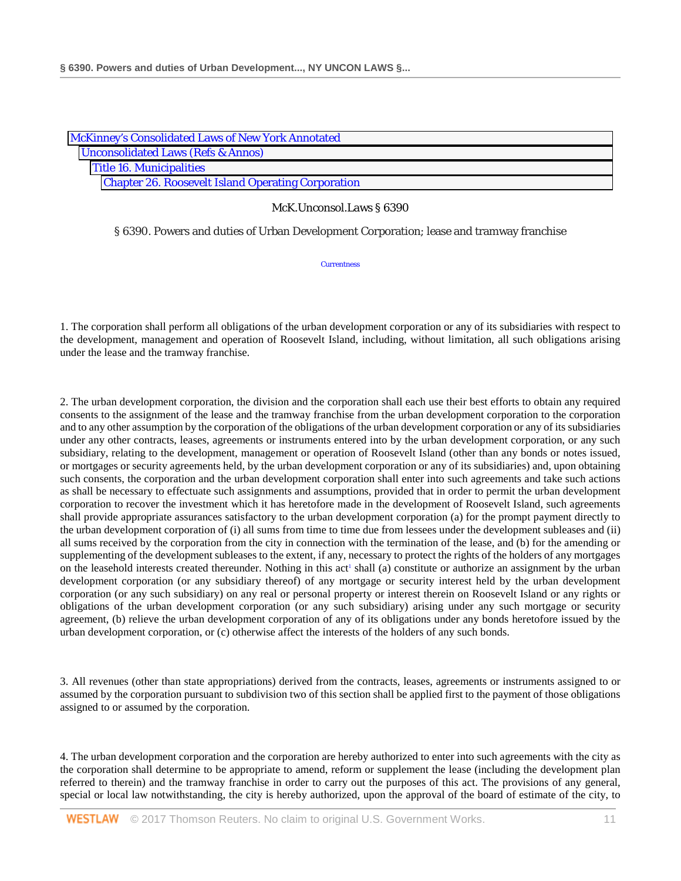McKinney's Consolidated Laws of New York Annotated
Unconsolidated Laws (Refs & Annos)
Title 16. Municipalities
Chapter 26. Roosevelt Island Operating Corporation

McK.Unconsol.Laws § 6390

§ 6390. Powers and duties of Urban Development Corporation; lease and tramway franchise

Currentness

1. The corporation shall perform all obligations of the urban development corporation or any of its subsidiaries with respect to the development, management and operation of Roosevelt Island, including, without limitation, all such obligations arising under the lease and the tramway franchise.

2. The urban development corporation, the division and the corporation shall each use their best efforts to obtain any required consents to the assignment of the lease and the tramway franchise from the urban development corporation to the corporation and to any other assumption by the corporation of the obligations of the urban development corporation or any of its subsidiaries under any other contracts, leases, agreements or instruments entered into by the urban development corporation, or any such subsidiary, relating to the development, management or operation of Roosevelt Island (other than any bonds or notes issued, or mortgages or security agreements held, by the urban development corporation or any of its subsidiaries) and, upon obtaining such consents, the corporation and the urban development corporation shall enter into such agreements and take such actions as shall be necessary to effectuate such assignments and assumptions, provided that in order to permit the urban development corporation to recover the investment which it has heretofore made in the development of Roosevelt Island, such agreements shall provide appropriate assurances satisfactory to the urban development corporation (a) for the prompt payment directly to the urban development corporation of (i) all sums from time to time due from lessees under the development subleases and (ii) all sums received by the corporation from the city in connection with the termination of the lease, and (b) for the amending or supplementing of the development subleases to the extent, if any, necessary to protect the rights of the holders of any mortgages on the leasehold interests created thereunder. Nothing in this act[1] shall (a) constitute or authorize an assignment by the urban development corporation (or any subsidiary thereof) of any mortgage or security interest held by the urban development corporation (or any such subsidiary) on any real or personal property or interest therein on Roosevelt Island or any rights or obligations of the urban development corporation (or any such subsidiary) arising under any such mortgage or security agreement, (b) relieve the urban development corporation of any of its obligations under any bonds heretofore issued by the urban development corporation, or (c) otherwise affect the interests of the holders of any such bonds.

3. All revenues (other than state appropriations) derived from the contracts, leases, agreements or instruments assigned to or assumed by the corporation pursuant to subdivision two of this section shall be applied first to the payment of those obligations assigned to or assumed by the corporation.

4. The urban development corporation and the corporation are hereby authorized to enter into such agreements with the city as the corporation shall determine to be appropriate to amend, reform or supplement the lease (including the development plan referred to therein) and the tramway franchise in order to carry out the purposes of this act. The provisions of any general, special or local law notwithstanding, the city is hereby authorized, upon the approval of the board of estimate of the city, to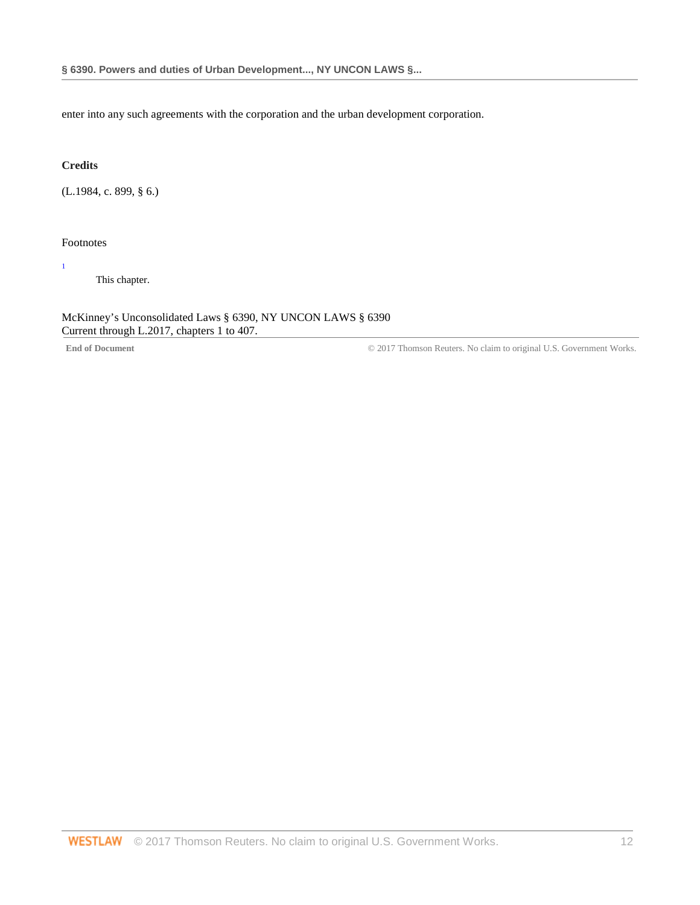enter into any such agreements with the corporation and the urban development corporation.

**Credits**

(L.1984, c. 899, § 6.)

Footnotes

[1] This chapter.

McKinney's Unconsolidated Laws § 6390, NY UNCON LAWS § 6390
Current through L.2017, chapters 1 to 407.

**End of Document** © 2017 Thomson Reuters. No claim to original U.S. Government Works.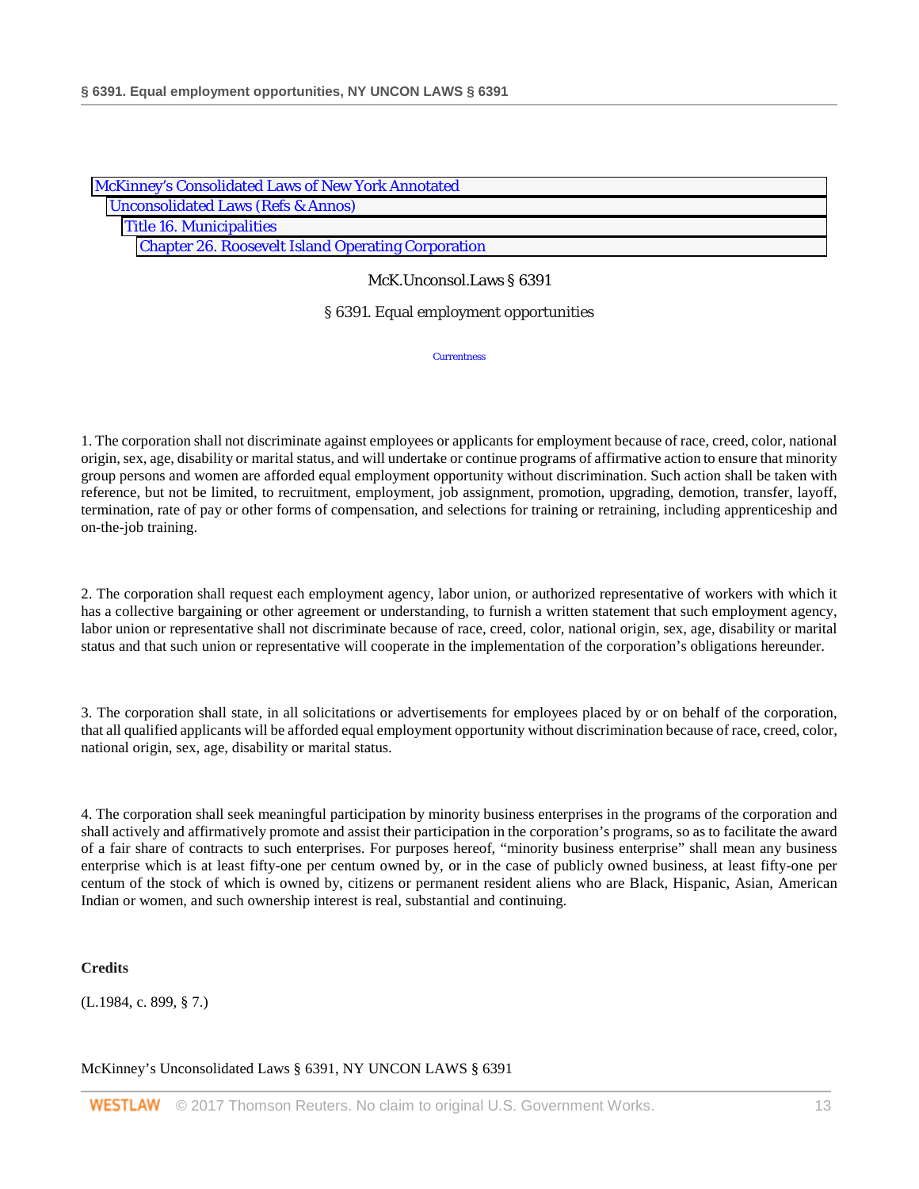McKinney's Consolidated Laws of New York Annotated
Unconsolidated Laws (Refs & Annos)
Title 16. Municipalities
Chapter 26. Roosevelt Island Operating Corporation

McK.Unconsol.Laws § 6391

## § 6391. Equal employment opportunities

Currentness

1. The corporation shall not discriminate against employees or applicants for employment because of race, creed, color, national origin, sex, age, disability or marital status, and will undertake or continue programs of affirmative action to ensure that minority group persons and women are afforded equal employment opportunity without discrimination. Such action shall be taken with reference, but not be limited, to recruitment, employment, job assignment, promotion, upgrading, demotion, transfer, layoff, termination, rate of pay or other forms of compensation, and selections for training or retraining, including apprenticeship and on-the-job training.

2. The corporation shall request each employment agency, labor union, or authorized representative of workers with which it has a collective bargaining or other agreement or understanding, to furnish a written statement that such employment agency, labor union or representative shall not discriminate because of race, creed, color, national origin, sex, age, disability or marital status and that such union or representative will cooperate in the implementation of the corporation's obligations hereunder.

3. The corporation shall state, in all solicitations or advertisements for employees placed by or on behalf of the corporation, that all qualified applicants will be afforded equal employment opportunity without discrimination because of race, creed, color, national origin, sex, age, disability or marital status.

4. The corporation shall seek meaningful participation by minority business enterprises in the programs of the corporation and shall actively and affirmatively promote and assist their participation in the corporation's programs, so as to facilitate the award of a fair share of contracts to such enterprises. For purposes hereof, "minority business enterprise" shall mean any business enterprise which is at least fifty-one per centum owned by, or in the case of publicly owned business, at least fifty-one per centum of the stock of which is owned by, citizens or permanent resident aliens who are Black, Hispanic, Asian, American Indian or women, and such ownership interest is real, substantial and continuing.

**Credits**

(L.1984, c. 899, § 7.)

McKinney's Unconsolidated Laws § 6391, NY UNCON LAWS § 6391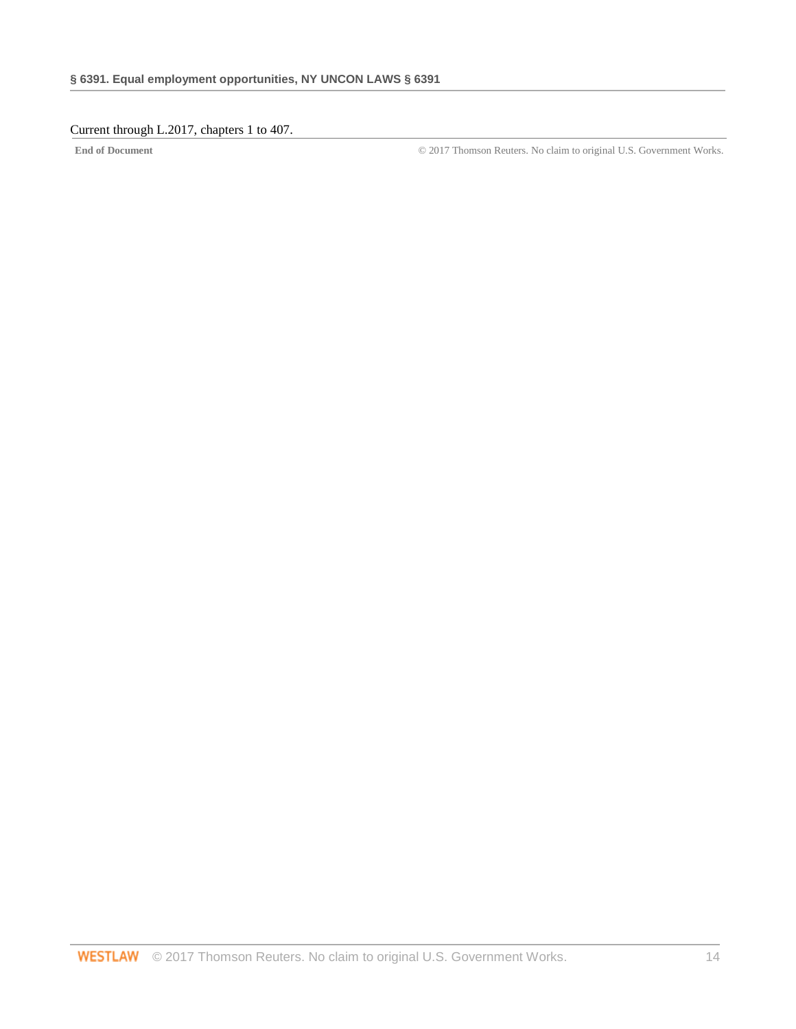Current through L.2017, chapters 1 to 407.

**End of Document** © 2017 Thomson Reuters. No claim to original U.S. Government Works.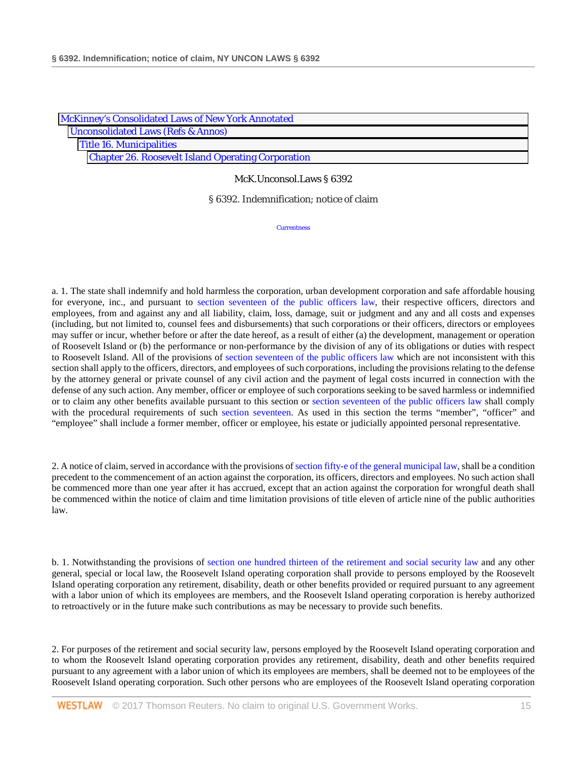McKinney's Consolidated Laws of New York Annotated
Unconsolidated Laws (Refs & Annos)
Title 16. Municipalities
Chapter 26. Roosevelt Island Operating Corporation

McK.Unconsol.Laws § 6392

§ 6392. Indemnification; notice of claim

Currentness

a. 1. The state shall indemnify and hold harmless the corporation, urban development corporation and safe affordable housing for everyone, inc., and pursuant to section seventeen of the public officers law, their respective officers, directors and employees, from and against any and all liability, claim, loss, damage, suit or judgment and any and all costs and expenses (including, but not limited to, counsel fees and disbursements) that such corporations or their officers, directors or employees may suffer or incur, whether before or after the date hereof, as a result of either (a) the development, management or operation of Roosevelt Island or (b) the performance or non-performance by the division of any of its obligations or duties with respect to Roosevelt Island. All of the provisions of section seventeen of the public officers law which are not inconsistent with this section shall apply to the officers, directors, and employees of such corporations, including the provisions relating to the defense by the attorney general or private counsel of any civil action and the payment of legal costs incurred in connection with the defense of any such action. Any member, officer or employee of such corporations seeking to be saved harmless or indemnified or to claim any other benefits available pursuant to this section or section seventeen of the public officers law shall comply with the procedural requirements of such section seventeen. As used in this section the terms "member", "officer" and "employee" shall include a former member, officer or employee, his estate or judicially appointed personal representative.

2. A notice of claim, served in accordance with the provisions of section fifty-e of the general municipal law, shall be a condition precedent to the commencement of an action against the corporation, its officers, directors and employees. No such action shall be commenced more than one year after it has accrued, except that an action against the corporation for wrongful death shall be commenced within the notice of claim and time limitation provisions of title eleven of article nine of the public authorities law.

b. 1. Notwithstanding the provisions of section one hundred thirteen of the retirement and social security law and any other general, special or local law, the Roosevelt Island operating corporation shall provide to persons employed by the Roosevelt Island operating corporation any retirement, disability, death or other benefits provided or required pursuant to any agreement with a labor union of which its employees are members, and the Roosevelt Island operating corporation is hereby authorized to retroactively or in the future make such contributions as may be necessary to provide such benefits.

2. For purposes of the retirement and social security law, persons employed by the Roosevelt Island operating corporation and to whom the Roosevelt Island operating corporation provides any retirement, disability, death and other benefits required pursuant to any agreement with a labor union of which its employees are members, shall be deemed not to be employees of the Roosevelt Island operating corporation. Such other persons who are employees of the Roosevelt Island operating corporation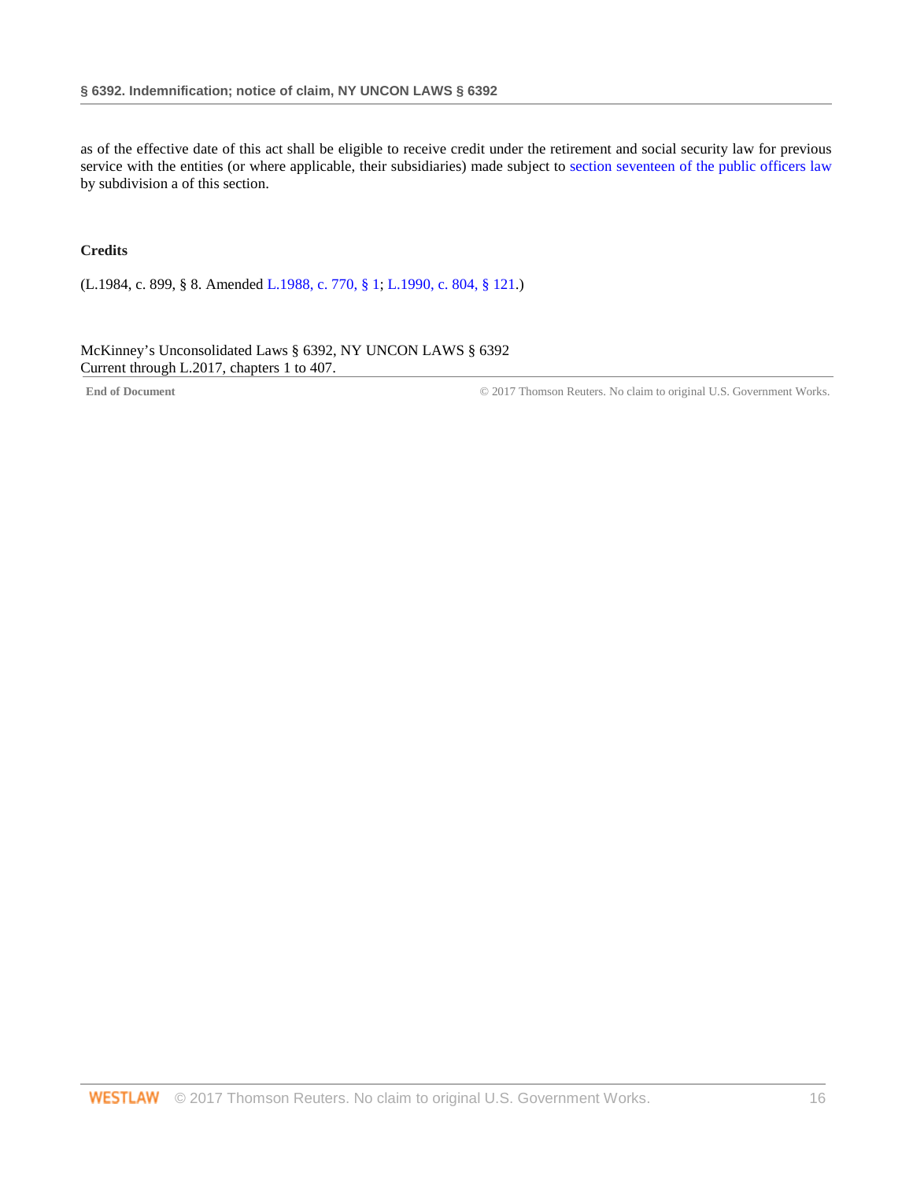as of the effective date of this act shall be eligible to receive credit under the retirement and social security law for previous service with the entities (or where applicable, their subsidiaries) made subject to section seventeen of the public officers law by subdivision a of this section.

**Credits**

(L.1984, c. 899, § 8. Amended L.1988, c. 770, § 1; L.1990, c. 804, § 121.)

McKinney's Unconsolidated Laws § 6392, NY UNCON LAWS § 6392
Current through L.2017, chapters 1 to 407.

**End of Document** © 2017 Thomson Reuters. No claim to original U.S. Government Works.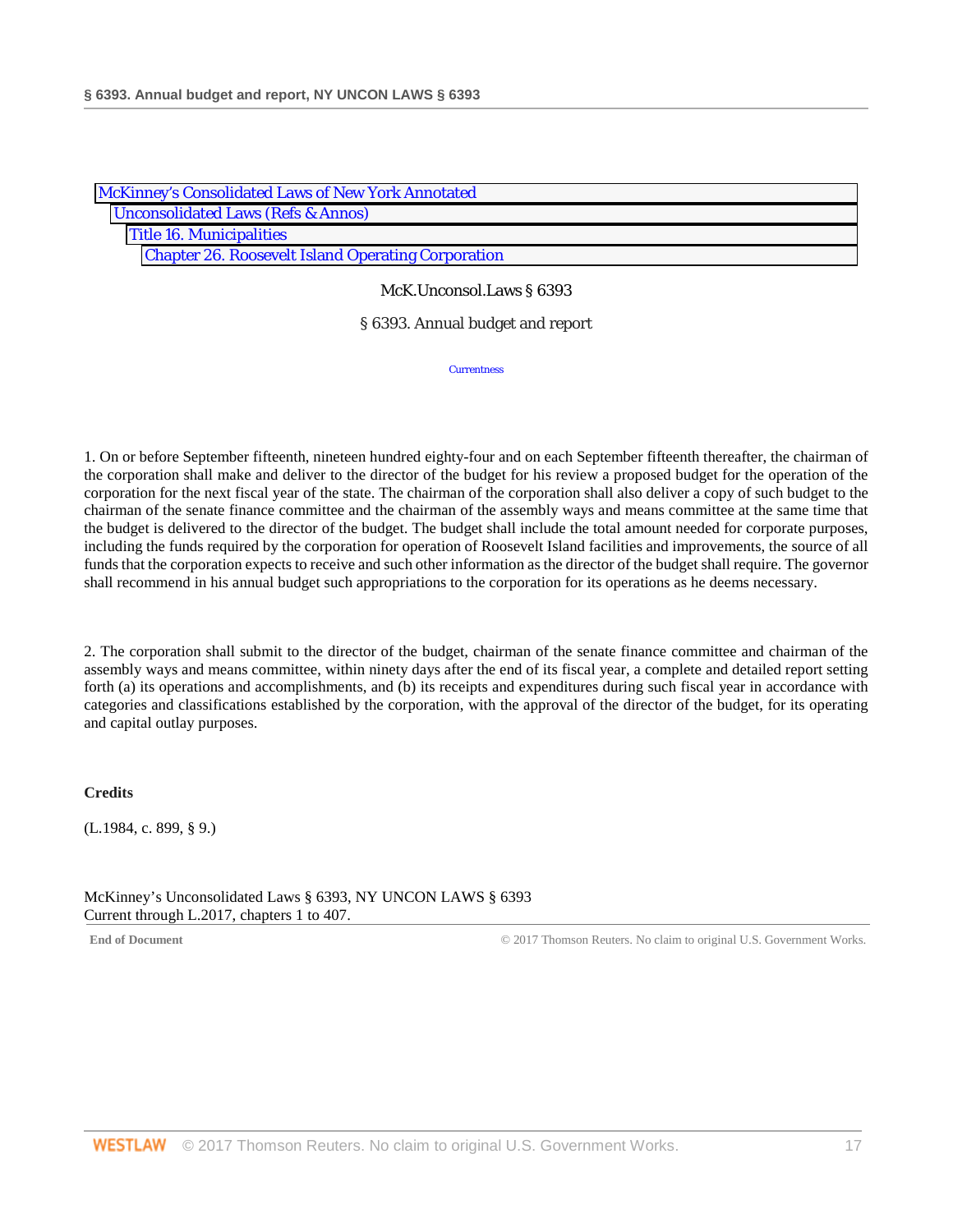McKinney's Consolidated Laws of New York Annotated
Unconsolidated Laws (Refs & Annos)
Title 16. Municipalities
Chapter 26. Roosevelt Island Operating Corporation

McK.Unconsol.Laws § 6393

# § 6393. Annual budget and report

Currentness

1. On or before September fifteenth, nineteen hundred eighty-four and on each September fifteenth thereafter, the chairman of the corporation shall make and deliver to the director of the budget for his review a proposed budget for the operation of the corporation for the next fiscal year of the state. The chairman of the corporation shall also deliver a copy of such budget to the chairman of the senate finance committee and the chairman of the assembly ways and means committee at the same time that the budget is delivered to the director of the budget. The budget shall include the total amount needed for corporate purposes, including the funds required by the corporation for operation of Roosevelt Island facilities and improvements, the source of all funds that the corporation expects to receive and such other information as the director of the budget shall require. The governor shall recommend in his annual budget such appropriations to the corporation for its operations as he deems necessary.

2. The corporation shall submit to the director of the budget, chairman of the senate finance committee and chairman of the assembly ways and means committee, within ninety days after the end of its fiscal year, a complete and detailed report setting forth (a) its operations and accomplishments, and (b) its receipts and expenditures during such fiscal year in accordance with categories and classifications established by the corporation, with the approval of the director of the budget, for its operating and capital outlay purposes.

**Credits**

(L.1984, c. 899, § 9.)

McKinney's Unconsolidated Laws § 6393, NY UNCON LAWS § 6393
Current through L.2017, chapters 1 to 407.

End of Document © 2017 Thomson Reuters. No claim to original U.S. Government Works.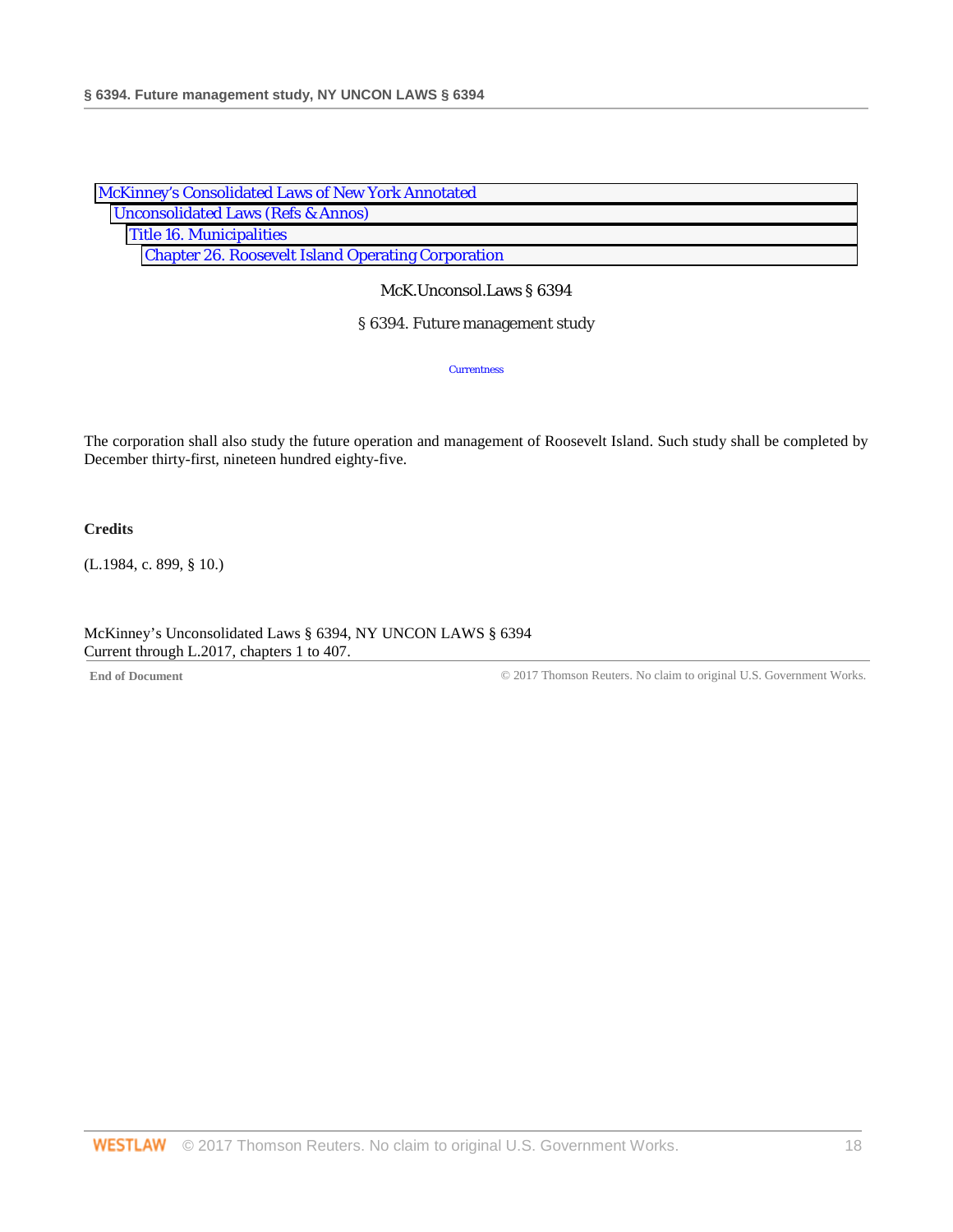McKinney's Consolidated Laws of New York Annotated
Unconsolidated Laws (Refs & Annos)
Title 16. Municipalities
Chapter 26. Roosevelt Island Operating Corporation

McK.Unconsol.Laws § 6394

# § 6394. Future management study

Currentness

The corporation shall also study the future operation and management of Roosevelt Island. Such study shall be completed by December thirty-first, nineteen hundred eighty-five.

**Credits**

(L.1984, c. 899, § 10.)

McKinney's Unconsolidated Laws § 6394, NY UNCON LAWS § 6394
Current through L.2017, chapters 1 to 407.

**End of Document** © 2017 Thomson Reuters. No claim to original U.S. Government Works.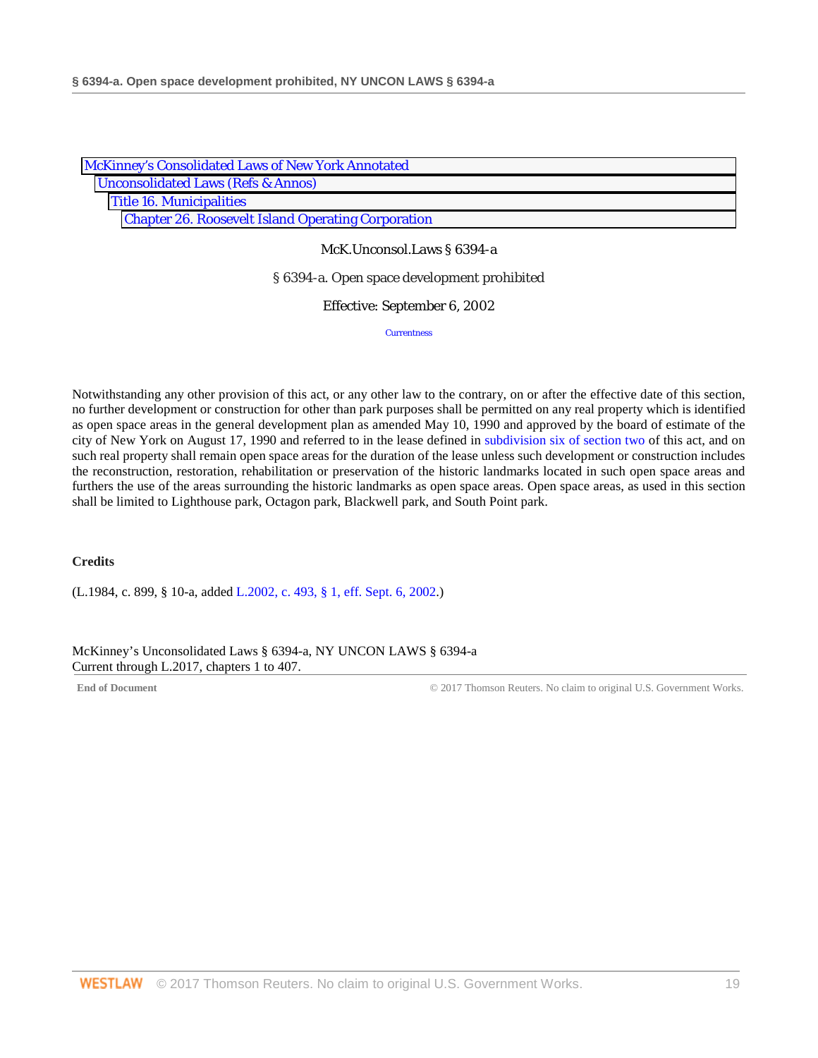McKinney's Consolidated Laws of New York Annotated
Unconsolidated Laws (Refs & Annos)
Title 16. Municipalities
Chapter 26. Roosevelt Island Operating Corporation

McK.Unconsol.Laws § 6394-a

# § 6394-a. Open space development prohibited

Effective: September 6, 2002

Currentness

Notwithstanding any other provision of this act, or any other law to the contrary, on or after the effective date of this section, no further development or construction for other than park purposes shall be permitted on any real property which is identified as open space areas in the general development plan as amended May 10, 1990 and approved by the board of estimate of the city of New York on August 17, 1990 and referred to in the lease defined in subdivision six of section two of this act, and on such real property shall remain open space areas for the duration of the lease unless such development or construction includes the reconstruction, restoration, rehabilitation or preservation of the historic landmarks located in such open space areas and furthers the use of the areas surrounding the historic landmarks as open space areas. Open space areas, as used in this section shall be limited to Lighthouse park, Octagon park, Blackwell park, and South Point park.

**Credits**

(L.1984, c. 899, § 10-a, added L.2002, c. 493, § 1, eff. Sept. 6, 2002.)

McKinney's Unconsolidated Laws § 6394-a, NY UNCON LAWS § 6394-a
Current through L.2017, chapters 1 to 407.

End of Document © 2017 Thomson Reuters. No claim to original U.S. Government Works.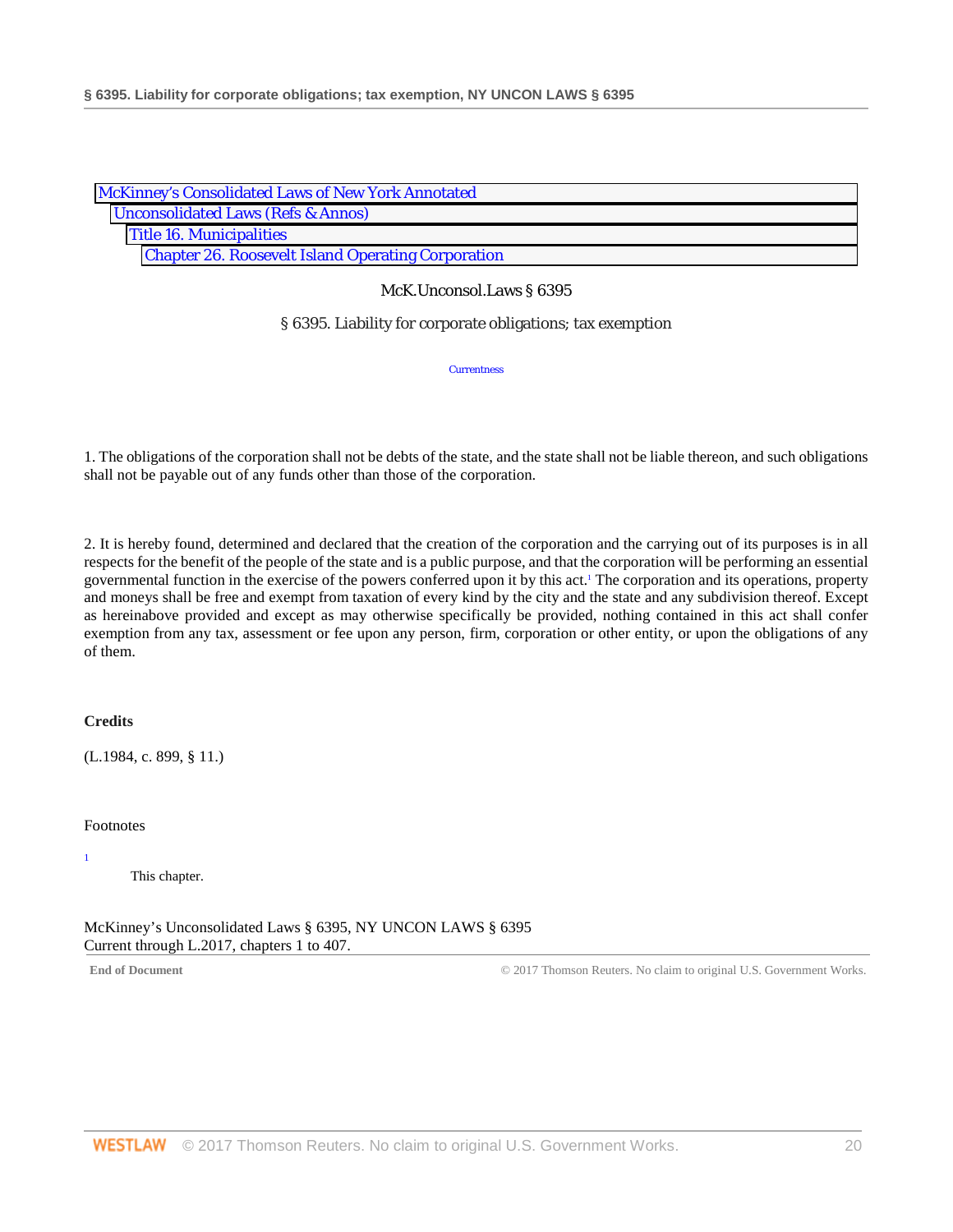McKinney's Consolidated Laws of New York Annotated
Unconsolidated Laws (Refs & Annos)
Title 16. Municipalities
Chapter 26. Roosevelt Island Operating Corporation

McK.Unconsol.Laws § 6395

# § 6395. Liability for corporate obligations; tax exemption

Currentness

1. The obligations of the corporation shall not be debts of the state, and the state shall not be liable thereon, and such obligations shall not be payable out of any funds other than those of the corporation.

2. It is hereby found, determined and declared that the creation of the corporation and the carrying out of its purposes is in all respects for the benefit of the people of the state and is a public purpose, and that the corporation will be performing an essential governmental function in the exercise of the powers conferred upon it by this act.[1] The corporation and its operations, property and moneys shall be free and exempt from taxation of every kind by the city and the state and any subdivision thereof. Except as hereinabove provided and except as may otherwise specifically be provided, nothing contained in this act shall confer exemption from any tax, assessment or fee upon any person, firm, corporation or other entity, or upon the obligations of any of them.

**Credits**

(L.1984, c. 899, § 11.)

Footnotes

1 This chapter.

McKinney's Unconsolidated Laws § 6395, NY UNCON LAWS § 6395
Current through L.2017, chapters 1 to 407.

**End of Document** © 2017 Thomson Reuters. No claim to original U.S. Government Works.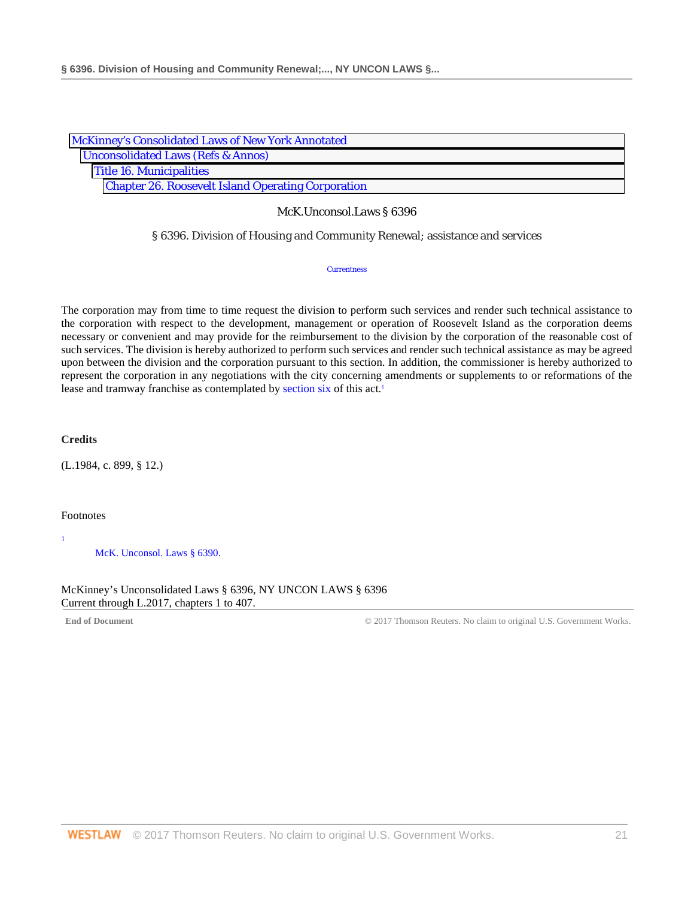McKinney's Consolidated Laws of New York Annotated
Unconsolidated Laws (Refs & Annos)
Title 16. Municipalities
Chapter 26. Roosevelt Island Operating Corporation

McK.Unconsol.Laws § 6396

## § 6396. Division of Housing and Community Renewal; assistance and services

Currentness

The corporation may from time to time request the division to perform such services and render such technical assistance to the corporation with respect to the development, management or operation of Roosevelt Island as the corporation deems necessary or convenient and may provide for the reimbursement to the division by the corporation of the reasonable cost of such services. The division is hereby authorized to perform such services and render such technical assistance as may be agreed upon between the division and the corporation pursuant to this section. In addition, the commissioner is hereby authorized to represent the corporation in any negotiations with the city concerning amendments or supplements to or reformations of the lease and tramway franchise as contemplated by section six of this act.[1]

**Credits**

(L.1984, c. 899, § 12.)

Footnotes

1 McK. Unconsol. Laws § 6390.

McKinney's Unconsolidated Laws § 6396, NY UNCON LAWS § 6396
Current through L.2017, chapters 1 to 407.

**End of Document** © 2017 Thomson Reuters. No claim to original U.S. Government Works.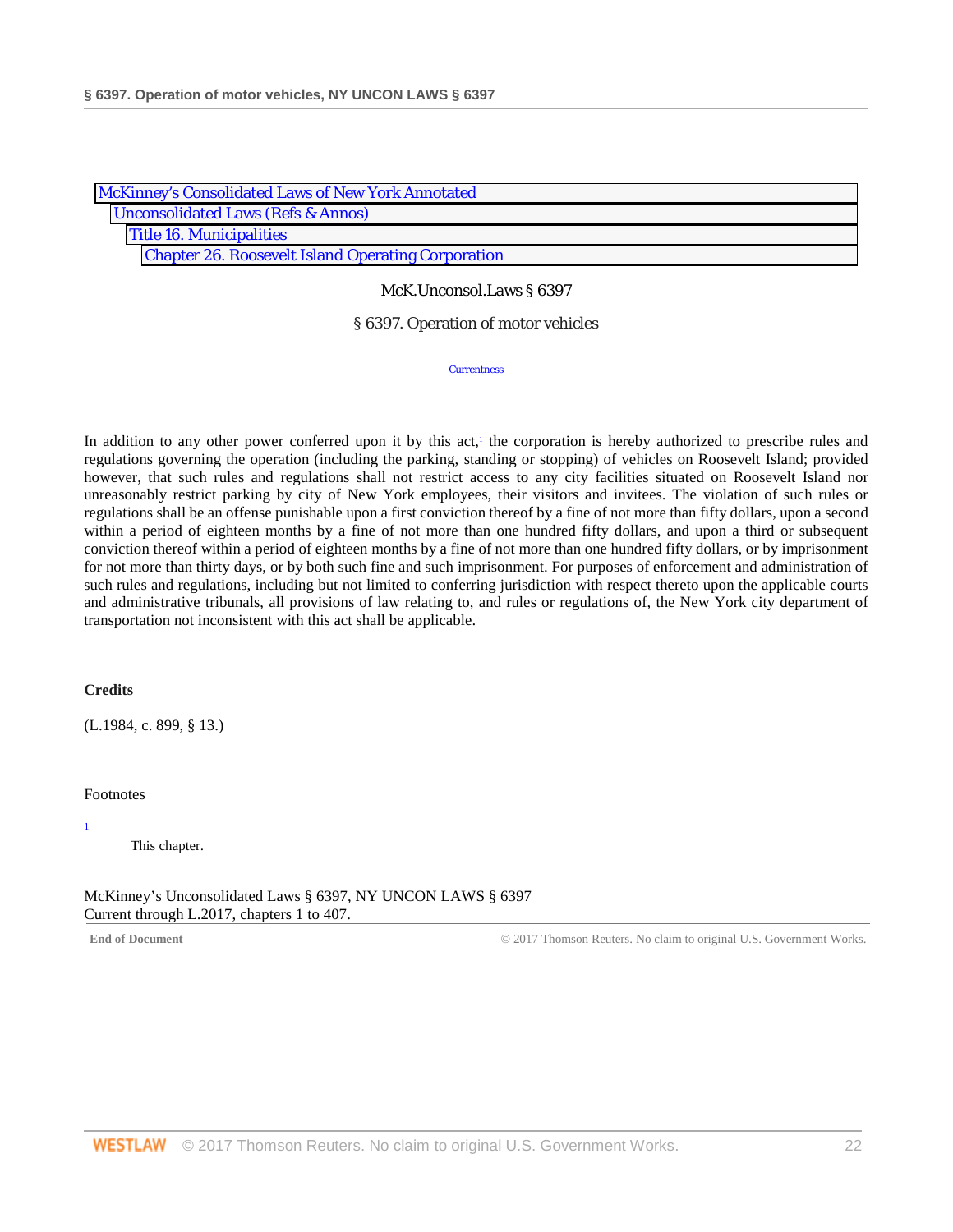McKinney's Consolidated Laws of New York Annotated
Unconsolidated Laws (Refs & Annos)
Title 16. Municipalities
Chapter 26. Roosevelt Island Operating Corporation

McK.Unconsol.Laws § 6397

# § 6397. Operation of motor vehicles

Currentness

In addition to any other power conferred upon it by this act,[1] the corporation is hereby authorized to prescribe rules and regulations governing the operation (including the parking, standing or stopping) of vehicles on Roosevelt Island; provided however, that such rules and regulations shall not restrict access to any city facilities situated on Roosevelt Island nor unreasonably restrict parking by city of New York employees, their visitors and invitees. The violation of such rules or regulations shall be an offense punishable upon a first conviction thereof by a fine of not more than fifty dollars, upon a second within a period of eighteen months by a fine of not more than one hundred fifty dollars, and upon a third or subsequent conviction thereof within a period of eighteen months by a fine of not more than one hundred fifty dollars, or by imprisonment for not more than thirty days, or by both such fine and such imprisonment. For purposes of enforcement and administration of such rules and regulations, including but not limited to conferring jurisdiction with respect thereto upon the applicable courts and administrative tribunals, all provisions of law relating to, and rules or regulations of, the New York city department of transportation not inconsistent with this act shall be applicable.

**Credits**

(L.1984, c. 899, § 13.)

Footnotes

1 This chapter.

McKinney's Unconsolidated Laws § 6397, NY UNCON LAWS § 6397
Current through L.2017, chapters 1 to 407.

End of Document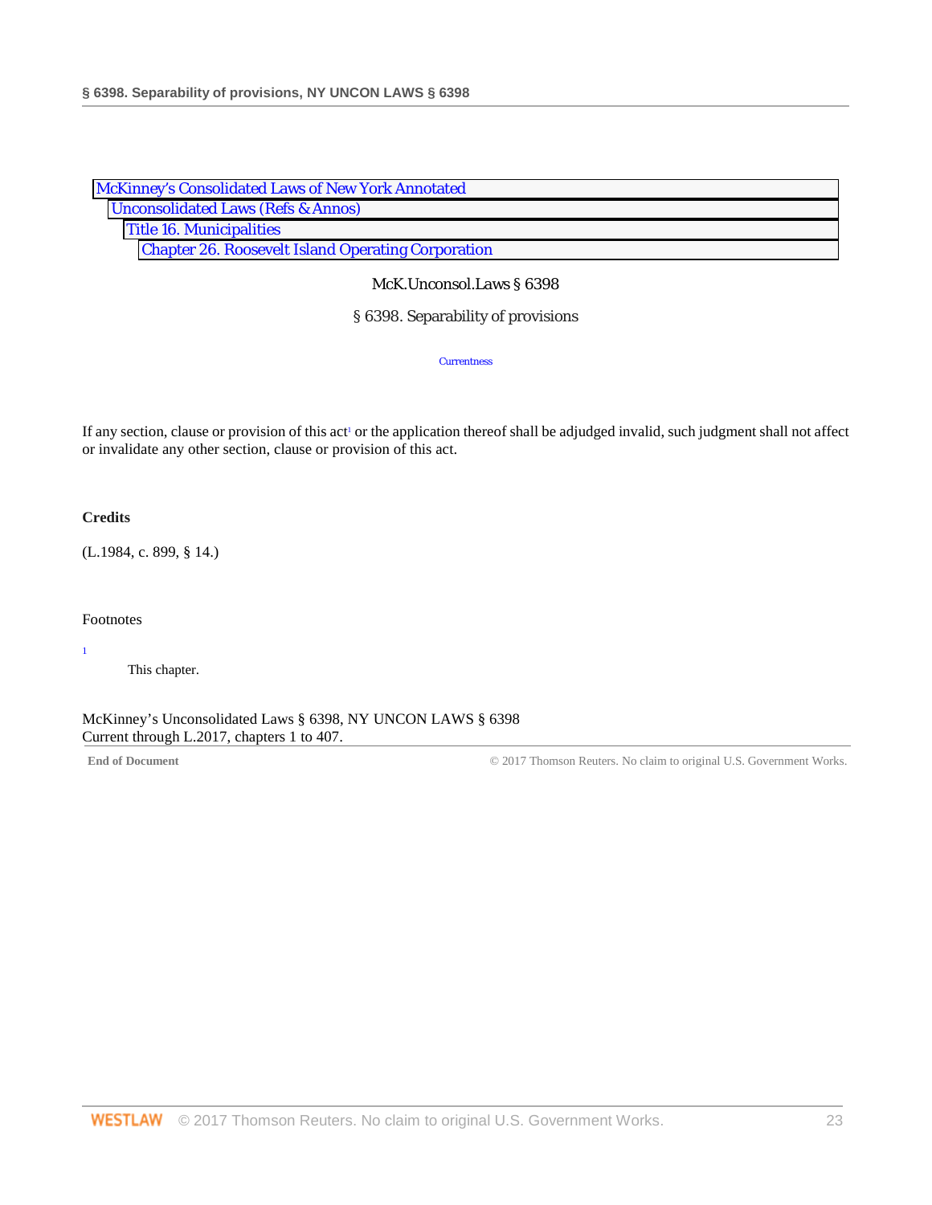McKinney's Consolidated Laws of New York Annotated
Unconsolidated Laws (Refs & Annos)
Title 16. Municipalities
Chapter 26. Roosevelt Island Operating Corporation

McK.Unconsol.Laws § 6398

# § 6398. Separability of provisions

Currentness

If any section, clause or provision of this act[1] or the application thereof shall be adjudged invalid, such judgment shall not affect or invalidate any other section, clause or provision of this act.

**Credits**

(L.1984, c. 899, § 14.)

Footnotes

1 This chapter.

McKinney's Unconsolidated Laws § 6398, NY UNCON LAWS § 6398
Current through L.2017, chapters 1 to 407.

End of Document © 2017 Thomson Reuters. No claim to original U.S. Government Works.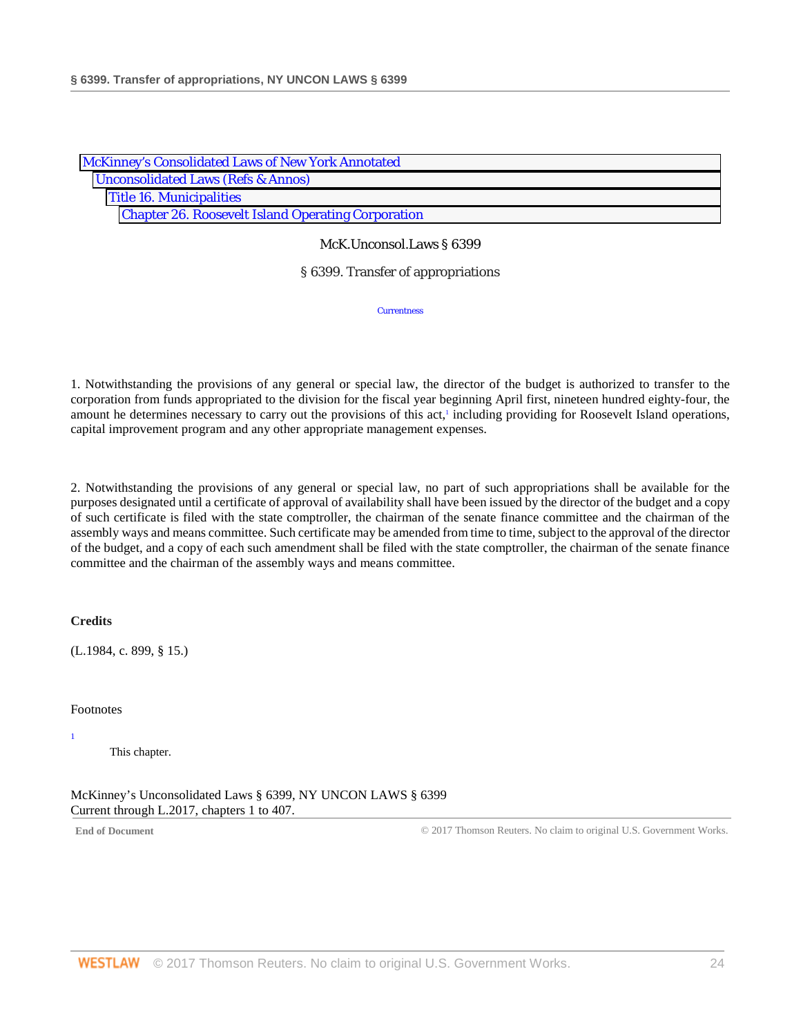McKinney's Consolidated Laws of New York Annotated
Unconsolidated Laws (Refs & Annos)
Title 16. Municipalities
Chapter 26. Roosevelt Island Operating Corporation

McK.Unconsol.Laws § 6399

## § 6399. Transfer of appropriations

Currentness

1. Notwithstanding the provisions of any general or special law, the director of the budget is authorized to transfer to the corporation from funds appropriated to the division for the fiscal year beginning April first, nineteen hundred eighty-four, the amount he determines necessary to carry out the provisions of this act,[1] including providing for Roosevelt Island operations, capital improvement program and any other appropriate management expenses.

2. Notwithstanding the provisions of any general or special law, no part of such appropriations shall be available for the purposes designated until a certificate of approval of availability shall have been issued by the director of the budget and a copy of such certificate is filed with the state comptroller, the chairman of the senate finance committee and the chairman of the assembly ways and means committee. Such certificate may be amended from time to time, subject to the approval of the director of the budget, and a copy of each such amendment shall be filed with the state comptroller, the chairman of the senate finance committee and the chairman of the assembly ways and means committee.

**Credits**

(L.1984, c. 899, § 15.)

Footnotes

[1] This chapter.

McKinney's Unconsolidated Laws § 6399, NY UNCON LAWS § 6399
Current through L.2017, chapters 1 to 407.

End of Document © 2017 Thomson Reuters. No claim to original U.S. Government Works.